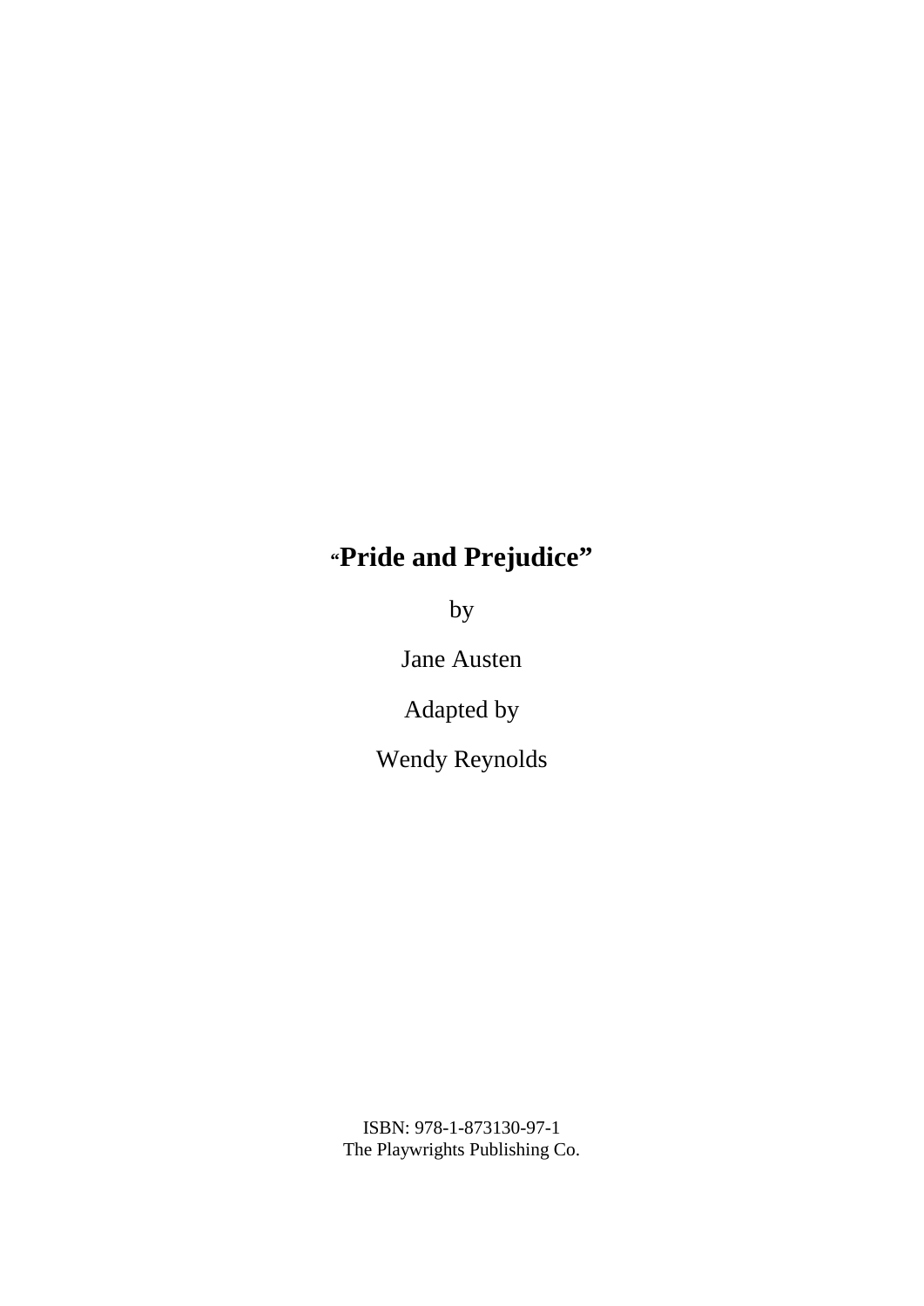# "Pride and Prejudice"

by

Jane Austen

Adapted by

Wendy Reynolds

ISBN: 978-1-873130-97-1
The Playwrights Publishing Co.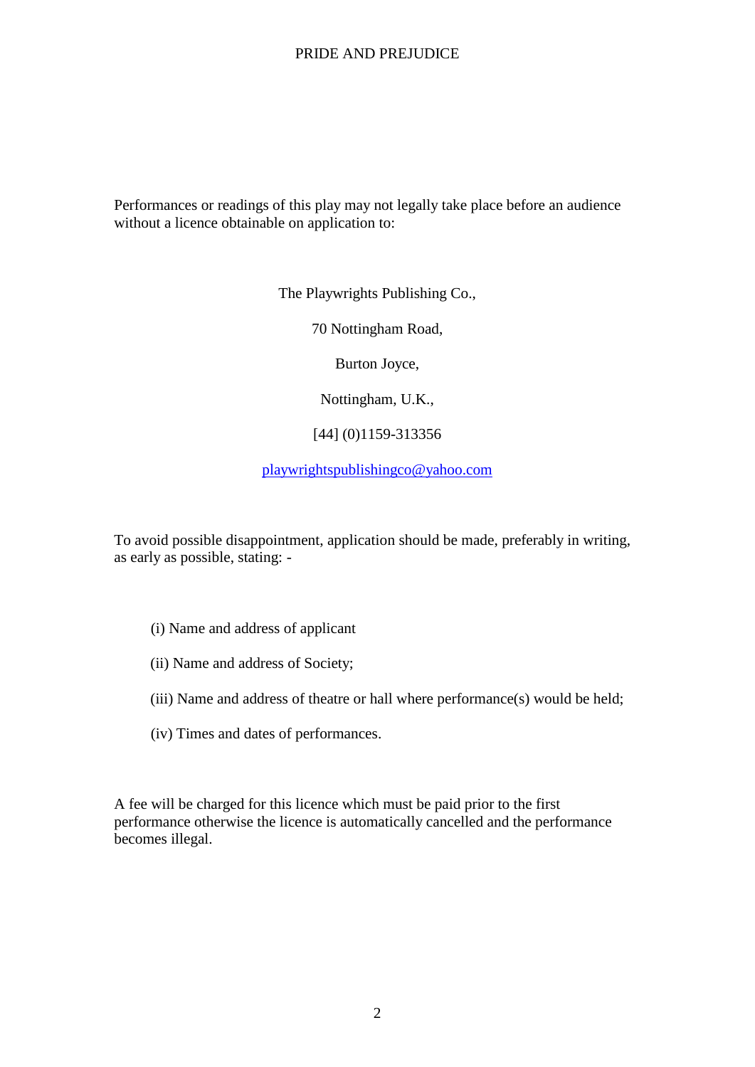Performances or readings of this play may not legally take place before an audience without a licence obtainable on application to:

The Playwrights Publishing Co.,

70 Nottingham Road,

Burton Joyce,

Nottingham, U.K.,

[44] (0)1159-313356

playwrightspublishingco@yahoo.com

To avoid possible disappointment, application should be made, preferably in writing, as early as possible, stating: -

(i) Name and address of applicant

(ii) Name and address of Society;

(iii) Name and address of theatre or hall where performance(s) would be held;

(iv) Times and dates of performances.

A fee will be charged for this licence which must be paid prior to the first performance otherwise the licence is automatically cancelled and the performance becomes illegal.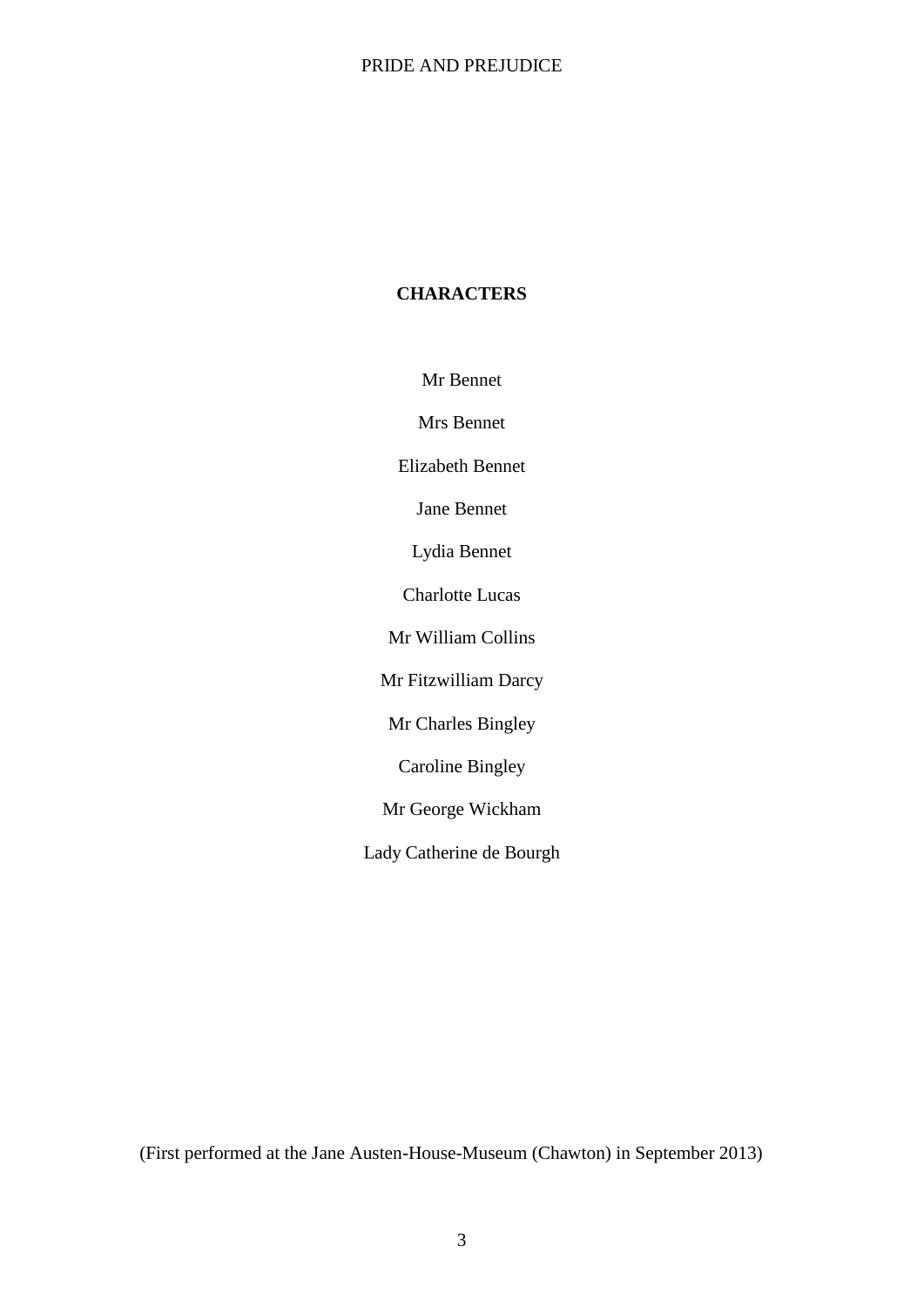**CHARACTERS**

Mr Bennet

Mrs Bennet

Elizabeth Bennet

Jane Bennet

Lydia Bennet

Charlotte Lucas

Mr William Collins

Mr Fitzwilliam Darcy

Mr Charles Bingley

Caroline Bingley

Mr George Wickham

Lady Catherine de Bourgh

(First performed at the Jane Austen-House-Museum (Chawton) in September 2013)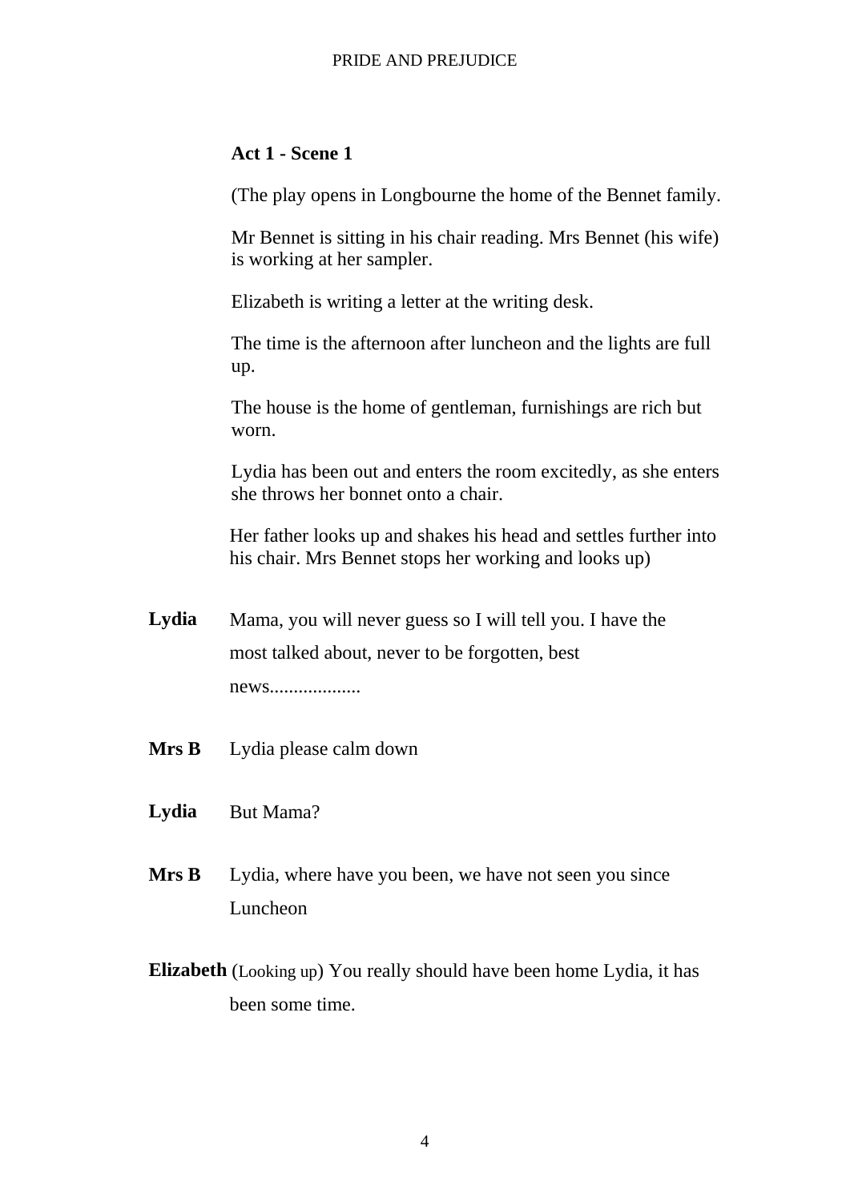### Act 1 - Scene 1

(The play opens in Longbourne the home of the Bennet family.

Mr Bennet is sitting in his chair reading. Mrs Bennet (his wife) is working at her sampler.

Elizabeth is writing a letter at the writing desk.

The time is the afternoon after luncheon and the lights are full up.

The house is the home of gentleman, furnishings are rich but worn.

Lydia has been out and enters the room excitedly, as she enters she throws her bonnet onto a chair.

Her father looks up and shakes his head and settles further into his chair. Mrs Bennet stops her working and looks up)

**Lydia** Mama, you will never guess so I will tell you. I have the most talked about, never to be forgotten, best news...................

**Mrs B** Lydia please calm down

**Lydia** But Mama?

**Mrs B** Lydia, where have you been, we have not seen you since Luncheon

**Elizabeth** (Looking up) You really should have been home Lydia, it has been some time.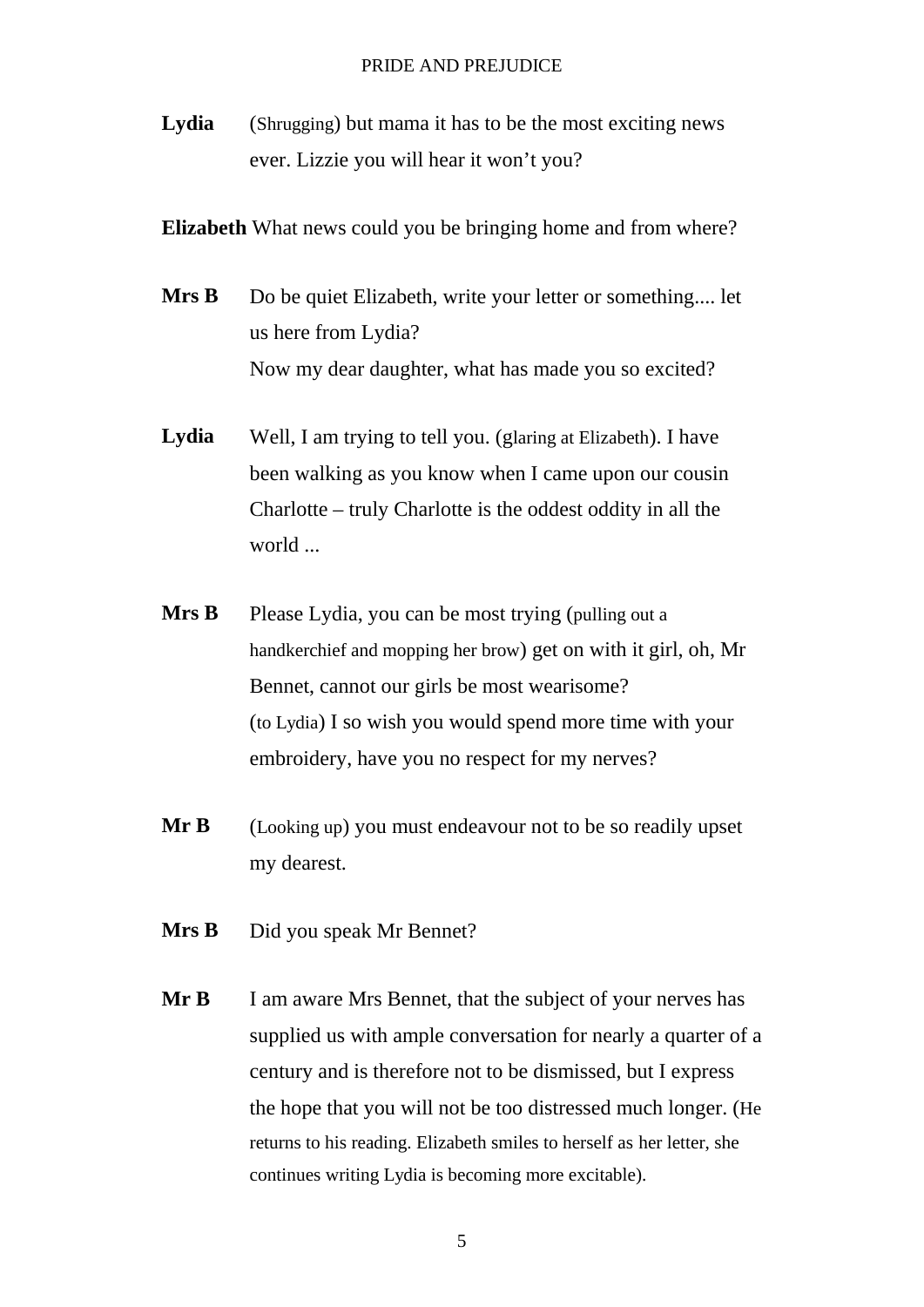**Lydia** (Shrugging) but mama it has to be the most exciting news ever. Lizzie you will hear it won't you?

**Elizabeth** What news could you be bringing home and from where?

**Mrs B** Do be quiet Elizabeth, write your letter or something.... let us here from Lydia?
Now my dear daughter, what has made you so excited?

**Lydia** Well, I am trying to tell you. (glaring at Elizabeth). I have been walking as you know when I came upon our cousin Charlotte – truly Charlotte is the oddest oddity in all the world ...

**Mrs B** Please Lydia, you can be most trying (pulling out a handkerchief and mopping her brow) get on with it girl, oh, Mr Bennet, cannot our girls be most wearisome?
(to Lydia) I so wish you would spend more time with your embroidery, have you no respect for my nerves?

**Mr B** (Looking up) you must endeavour not to be so readily upset my dearest.

**Mrs B** Did you speak Mr Bennet?

**Mr B** I am aware Mrs Bennet, that the subject of your nerves has supplied us with ample conversation for nearly a quarter of a century and is therefore not to be dismissed, but I express the hope that you will not be too distressed much longer. (He returns to his reading. Elizabeth smiles to herself as her letter, she continues writing Lydia is becoming more excitable).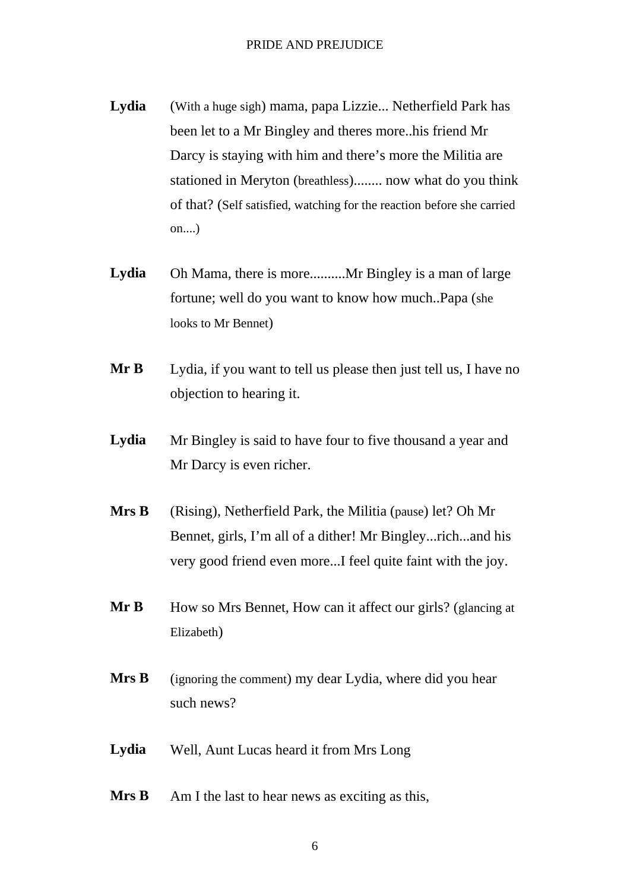**Lydia** (With a huge sigh) mama, papa Lizzie... Netherfield Park has been let to a Mr Bingley and theres more..his friend Mr Darcy is staying with him and there's more the Militia are stationed in Meryton (breathless)........ now what do you think of that? (Self satisfied, watching for the reaction before she carried on....)

**Lydia** Oh Mama, there is more..........Mr Bingley is a man of large fortune; well do you want to know how much..Papa (she looks to Mr Bennet)

**Mr B** Lydia, if you want to tell us please then just tell us, I have no objection to hearing it.

**Lydia** Mr Bingley is said to have four to five thousand a year and Mr Darcy is even richer.

**Mrs B** (Rising), Netherfield Park, the Militia (pause) let? Oh Mr Bennet, girls, I'm all of a dither! Mr Bingley...rich...and his very good friend even more...I feel quite faint with the joy.

**Mr B** How so Mrs Bennet, How can it affect our girls? (glancing at Elizabeth)

**Mrs B** (ignoring the comment) my dear Lydia, where did you hear such news?

**Lydia** Well, Aunt Lucas heard it from Mrs Long

**Mrs B** Am I the last to hear news as exciting as this,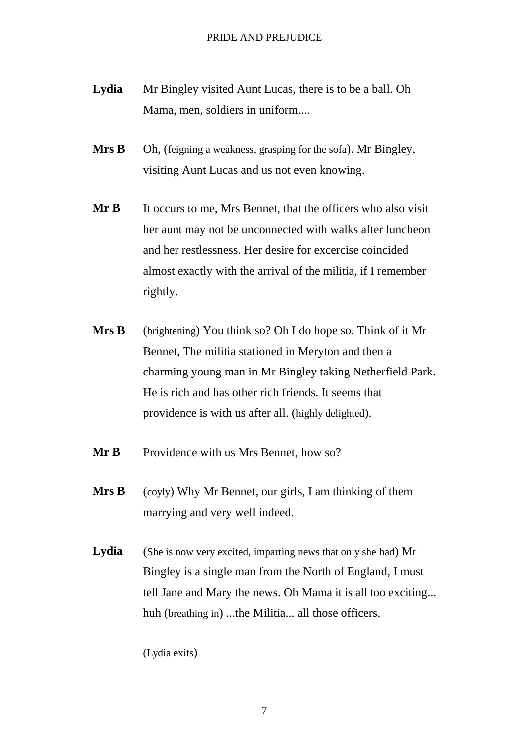**Lydia** Mr Bingley visited Aunt Lucas, there is to be a ball. Oh Mama, men, soldiers in uniform....

**Mrs B** Oh, (feigning a weakness, grasping for the sofa). Mr Bingley, visiting Aunt Lucas and us not even knowing.

**Mr B** It occurs to me, Mrs Bennet, that the officers who also visit her aunt may not be unconnected with walks after luncheon and her restlessness. Her desire for excercise coincided almost exactly with the arrival of the militia, if I remember rightly.

**Mrs B** (brightening) You think so? Oh I do hope so. Think of it Mr Bennet, The militia stationed in Meryton and then a charming young man in Mr Bingley taking Netherfield Park. He is rich and has other rich friends. It seems that providence is with us after all. (highly delighted).

**Mr B** Providence with us Mrs Bennet, how so?

**Mrs B** (coyly) Why Mr Bennet, our girls, I am thinking of them marrying and very well indeed.

**Lydia** (She is now very excited, imparting news that only she had) Mr Bingley is a single man from the North of England, I must tell Jane and Mary the news. Oh Mama it is all too exciting... huh (breathing in) ...the Militia... all those officers.

(Lydia exits)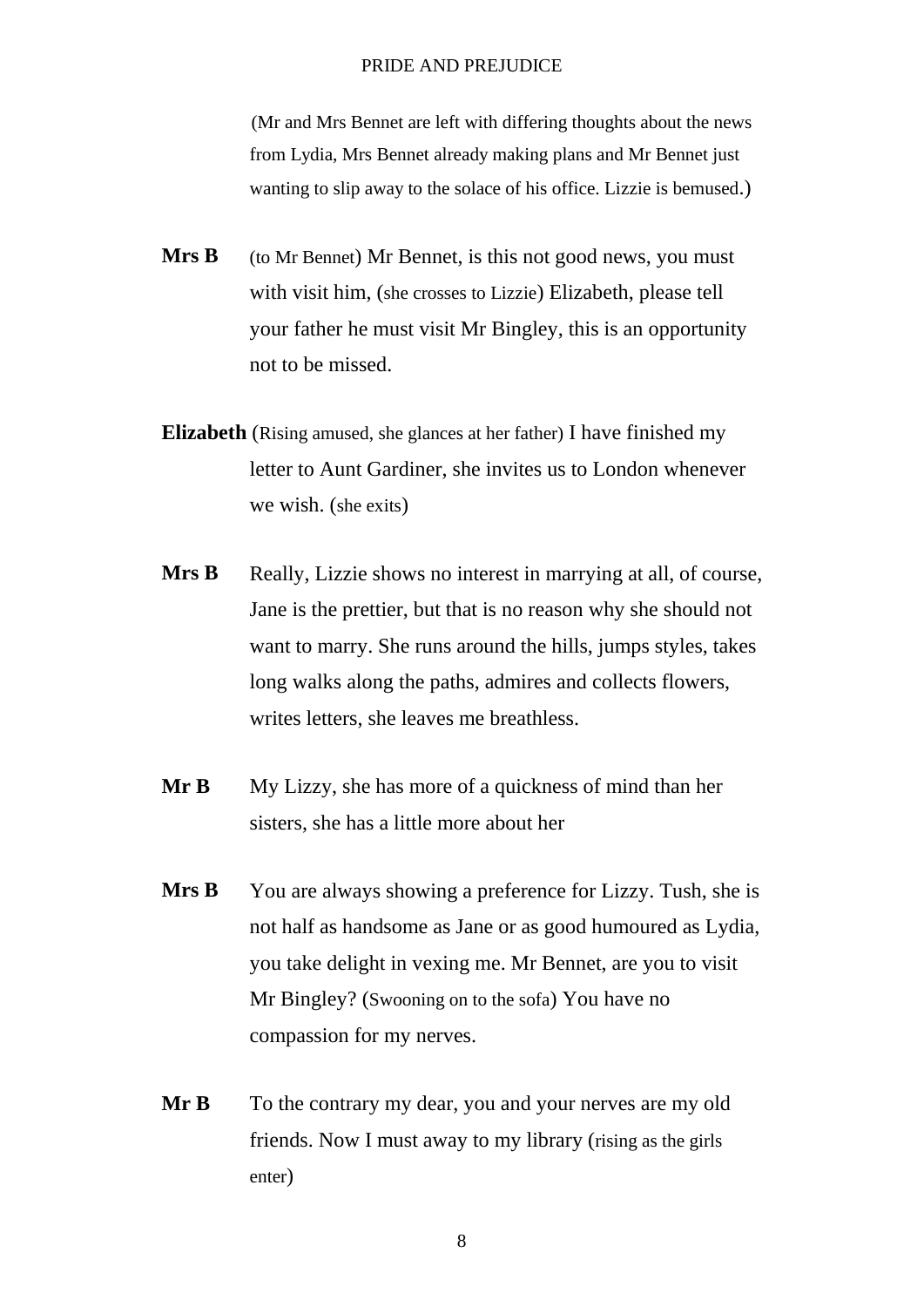(Mr and Mrs Bennet are left with differing thoughts about the news from Lydia, Mrs Bennet already making plans and Mr Bennet just wanting to slip away to the solace of his office. Lizzie is bemused.)

**Mrs B** (to Mr Bennet) Mr Bennet, is this not good news, you must with visit him, (she crosses to Lizzie) Elizabeth, please tell your father he must visit Mr Bingley, this is an opportunity not to be missed.

**Elizabeth** (Rising amused, she glances at her father) I have finished my letter to Aunt Gardiner, she invites us to London whenever we wish. (she exits)

**Mrs B** Really, Lizzie shows no interest in marrying at all, of course, Jane is the prettier, but that is no reason why she should not want to marry. She runs around the hills, jumps styles, takes long walks along the paths, admires and collects flowers, writes letters, she leaves me breathless.

**Mr B** My Lizzy, she has more of a quickness of mind than her sisters, she has a little more about her

**Mrs B** You are always showing a preference for Lizzy. Tush, she is not half as handsome as Jane or as good humoured as Lydia, you take delight in vexing me. Mr Bennet, are you to visit Mr Bingley? (Swooning on to the sofa) You have no compassion for my nerves.

**Mr B** To the contrary my dear, you and your nerves are my old friends. Now I must away to my library (rising as the girls enter)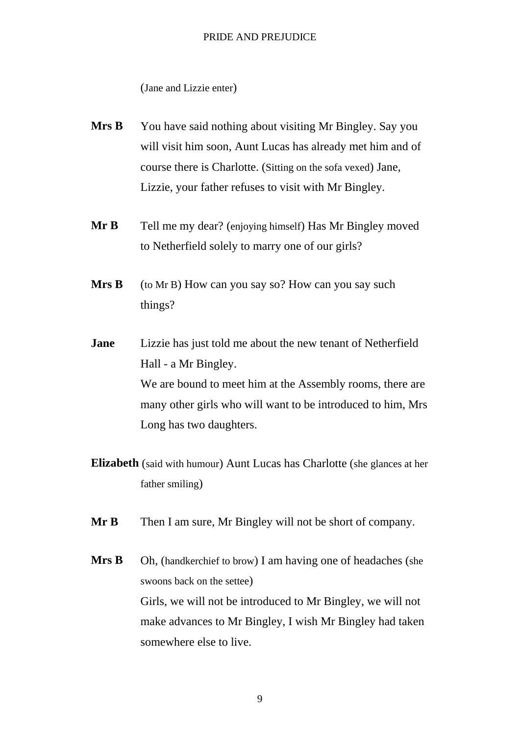(Jane and Lizzie enter)

**Mrs B** You have said nothing about visiting Mr Bingley. Say you will visit him soon, Aunt Lucas has already met him and of course there is Charlotte. (Sitting on the sofa vexed) Jane, Lizzie, your father refuses to visit with Mr Bingley.

**Mr B** Tell me my dear? (enjoying himself) Has Mr Bingley moved to Netherfield solely to marry one of our girls?

**Mrs B** (to Mr B) How can you say so? How can you say such things?

**Jane** Lizzie has just told me about the new tenant of Netherfield Hall - a Mr Bingley.
We are bound to meet him at the Assembly rooms, there are many other girls who will want to be introduced to him, Mrs Long has two daughters.

**Elizabeth** (said with humour) Aunt Lucas has Charlotte (she glances at her father smiling)

**Mr B** Then I am sure, Mr Bingley will not be short of company.

**Mrs B** Oh, (handkerchief to brow) I am having one of headaches (she swoons back on the settee)
Girls, we will not be introduced to Mr Bingley, we will not make advances to Mr Bingley, I wish Mr Bingley had taken somewhere else to live.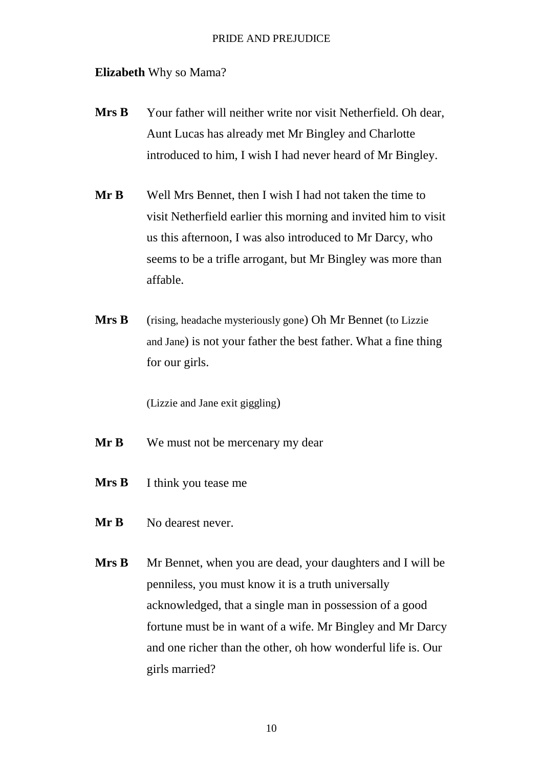**Elizabeth** Why so Mama?

**Mrs B** Your father will neither write nor visit Netherfield. Oh dear, Aunt Lucas has already met Mr Bingley and Charlotte introduced to him, I wish I had never heard of Mr Bingley.

**Mr B** Well Mrs Bennet, then I wish I had not taken the time to visit Netherfield earlier this morning and invited him to visit us this afternoon, I was also introduced to Mr Darcy, who seems to be a trifle arrogant, but Mr Bingley was more than affable.

**Mrs B** (rising, headache mysteriously gone) Oh Mr Bennet (to Lizzie and Jane) is not your father the best father. What a fine thing for our girls.

(Lizzie and Jane exit giggling)

**Mr B** We must not be mercenary my dear

**Mrs B** I think you tease me

**Mr B** No dearest never.

**Mrs B** Mr Bennet, when you are dead, your daughters and I will be penniless, you must know it is a truth universally acknowledged, that a single man in possession of a good fortune must be in want of a wife. Mr Bingley and Mr Darcy and one richer than the other, oh how wonderful life is. Our girls married?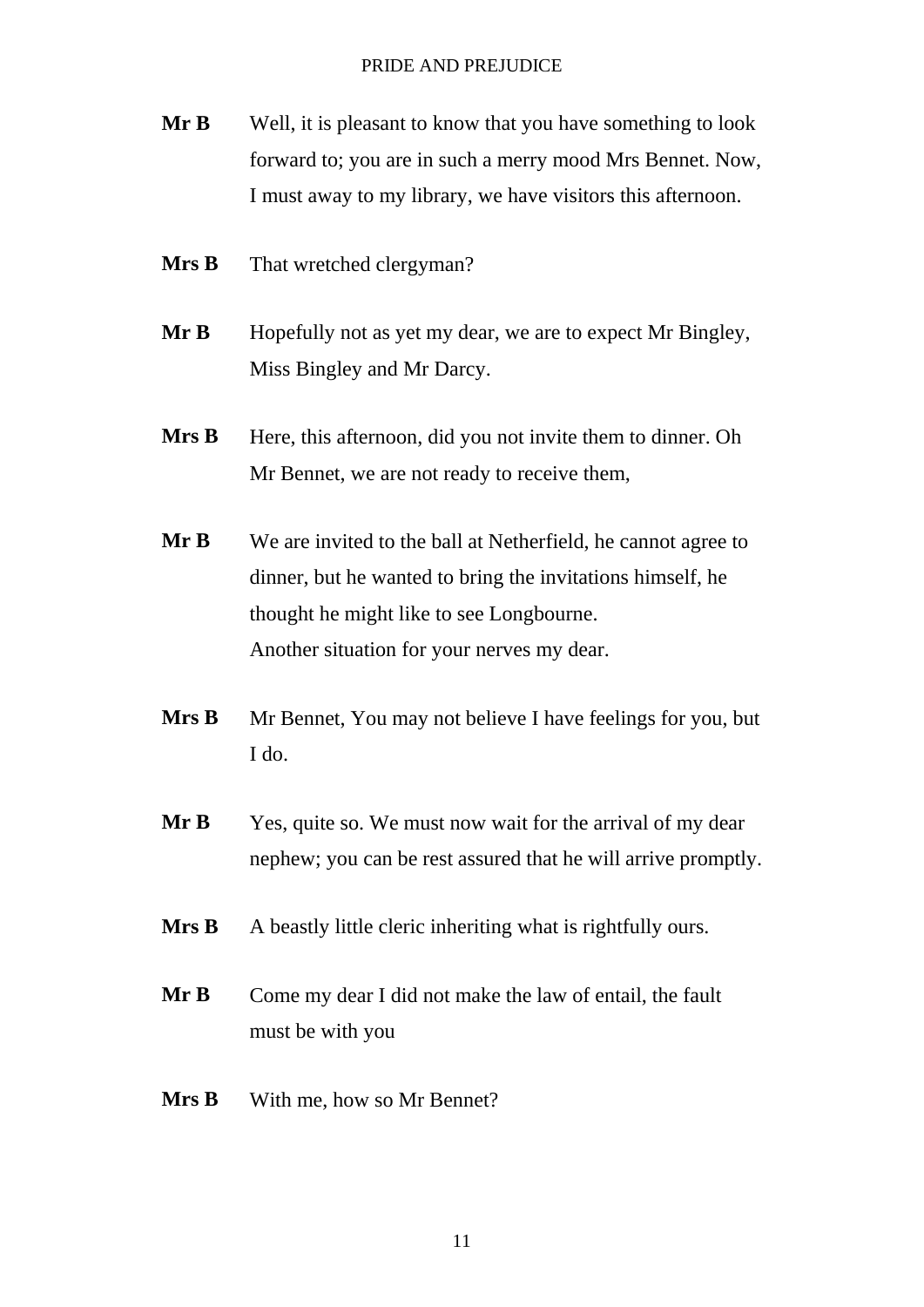**Mr B** Well, it is pleasant to know that you have something to look forward to; you are in such a merry mood Mrs Bennet. Now, I must away to my library, we have visitors this afternoon.

**Mrs B** That wretched clergyman?

**Mr B** Hopefully not as yet my dear, we are to expect Mr Bingley, Miss Bingley and Mr Darcy.

**Mrs B** Here, this afternoon, did you not invite them to dinner. Oh Mr Bennet, we are not ready to receive them,

**Mr B** We are invited to the ball at Netherfield, he cannot agree to dinner, but he wanted to bring the invitations himself, he thought he might like to see Longbourne.
Another situation for your nerves my dear.

**Mrs B** Mr Bennet, You may not believe I have feelings for you, but I do.

**Mr B** Yes, quite so. We must now wait for the arrival of my dear nephew; you can be rest assured that he will arrive promptly.

**Mrs B** A beastly little cleric inheriting what is rightfully ours.

**Mr B** Come my dear I did not make the law of entail, the fault must be with you

**Mrs B** With me, how so Mr Bennet?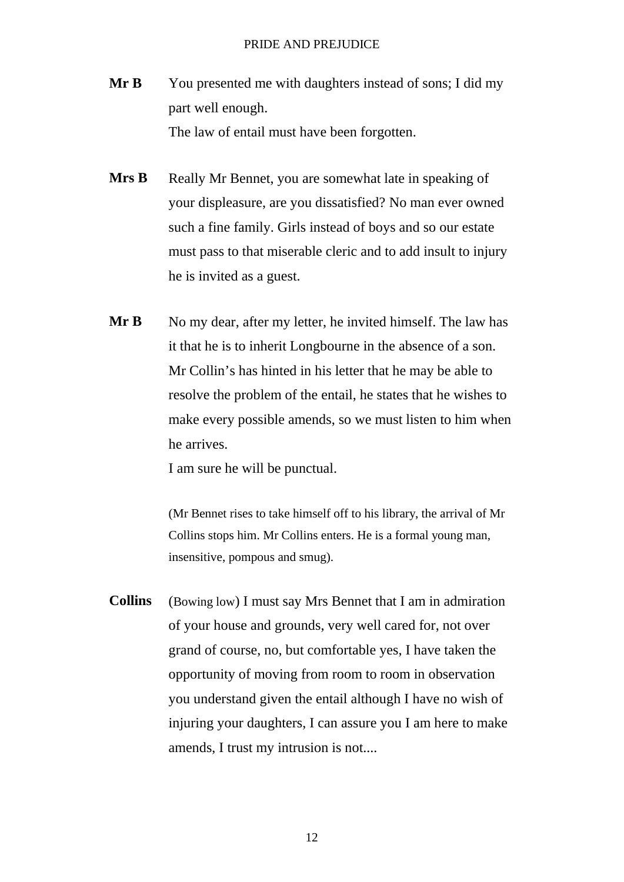**Mr B** You presented me with daughters instead of sons; I did my part well enough.
The law of entail must have been forgotten.

**Mrs B** Really Mr Bennet, you are somewhat late in speaking of your displeasure, are you dissatisfied? No man ever owned such a fine family. Girls instead of boys and so our estate must pass to that miserable cleric and to add insult to injury he is invited as a guest.

**Mr B** No my dear, after my letter, he invited himself. The law has it that he is to inherit Longbourne in the absence of a son. Mr Collin's has hinted in his letter that he may be able to resolve the problem of the entail, he states that he wishes to make every possible amends, so we must listen to him when he arrives.
I am sure he will be punctual.

(Mr Bennet rises to take himself off to his library, the arrival of Mr Collins stops him. Mr Collins enters. He is a formal young man, insensitive, pompous and smug).

**Collins** (Bowing low) I must say Mrs Bennet that I am in admiration of your house and grounds, very well cared for, not over grand of course, no, but comfortable yes, I have taken the opportunity of moving from room to room in observation you understand given the entail although I have no wish of injuring your daughters, I can assure you I am here to make amends, I trust my intrusion is not....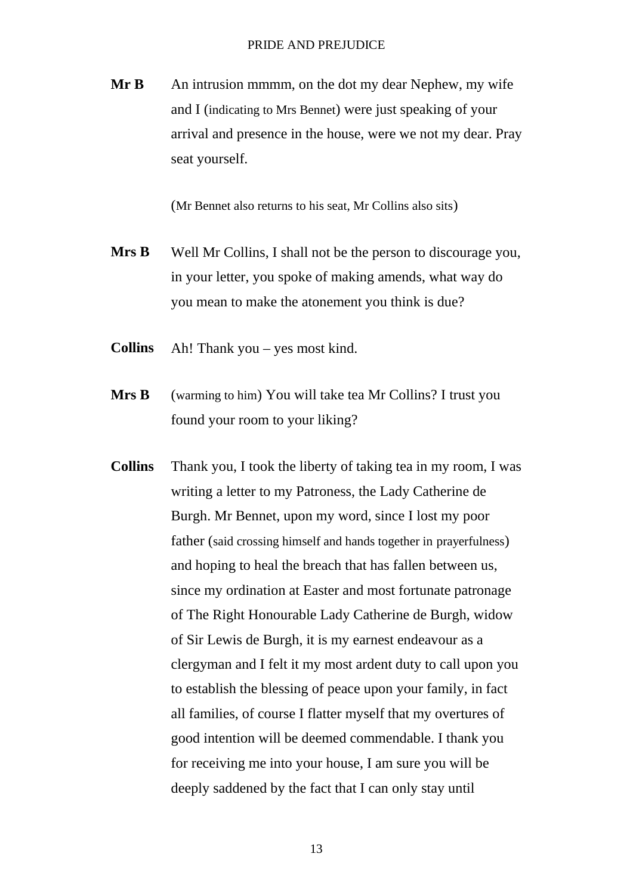**Mr B** An intrusion mmmm, on the dot my dear Nephew, my wife and I (indicating to Mrs Bennet) were just speaking of your arrival and presence in the house, were we not my dear. Pray seat yourself.

(Mr Bennet also returns to his seat, Mr Collins also sits)

**Mrs B** Well Mr Collins, I shall not be the person to discourage you, in your letter, you spoke of making amends, what way do you mean to make the atonement you think is due?

**Collins** Ah! Thank you – yes most kind.

**Mrs B** (warming to him) You will take tea Mr Collins? I trust you found your room to your liking?

**Collins** Thank you, I took the liberty of taking tea in my room, I was writing a letter to my Patroness, the Lady Catherine de Burgh. Mr Bennet, upon my word, since I lost my poor father (said crossing himself and hands together in prayerfulness) and hoping to heal the breach that has fallen between us, since my ordination at Easter and most fortunate patronage of The Right Honourable Lady Catherine de Burgh, widow of Sir Lewis de Burgh, it is my earnest endeavour as a clergyman and I felt it my most ardent duty to call upon you to establish the blessing of peace upon your family, in fact all families, of course I flatter myself that my overtures of good intention will be deemed commendable. I thank you for receiving me into your house, I am sure you will be deeply saddened by the fact that I can only stay until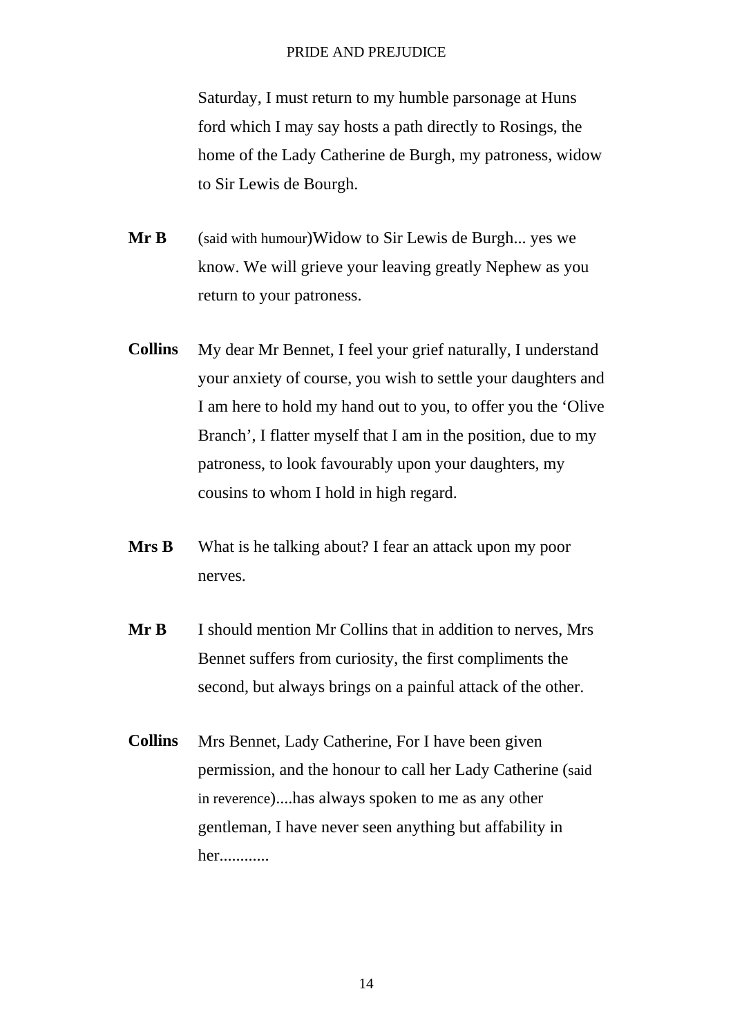Saturday, I must return to my humble parsonage at Huns ford which I may say hosts a path directly to Rosings, the home of the Lady Catherine de Burgh, my patroness, widow to Sir Lewis de Bourgh.

**Mr B** (said with humour)Widow to Sir Lewis de Burgh... yes we know. We will grieve your leaving greatly Nephew as you return to your patroness.

**Collins** My dear Mr Bennet, I feel your grief naturally, I understand your anxiety of course, you wish to settle your daughters and I am here to hold my hand out to you, to offer you the 'Olive Branch', I flatter myself that I am in the position, due to my patroness, to look favourably upon your daughters, my cousins to whom I hold in high regard.

**Mrs B** What is he talking about? I fear an attack upon my poor nerves.

**Mr B** I should mention Mr Collins that in addition to nerves, Mrs Bennet suffers from curiosity, the first compliments the second, but always brings on a painful attack of the other.

**Collins** Mrs Bennet, Lady Catherine, For I have been given permission, and the honour to call her Lady Catherine (said in reverence)....has always spoken to me as any other gentleman, I have never seen anything but affability in her............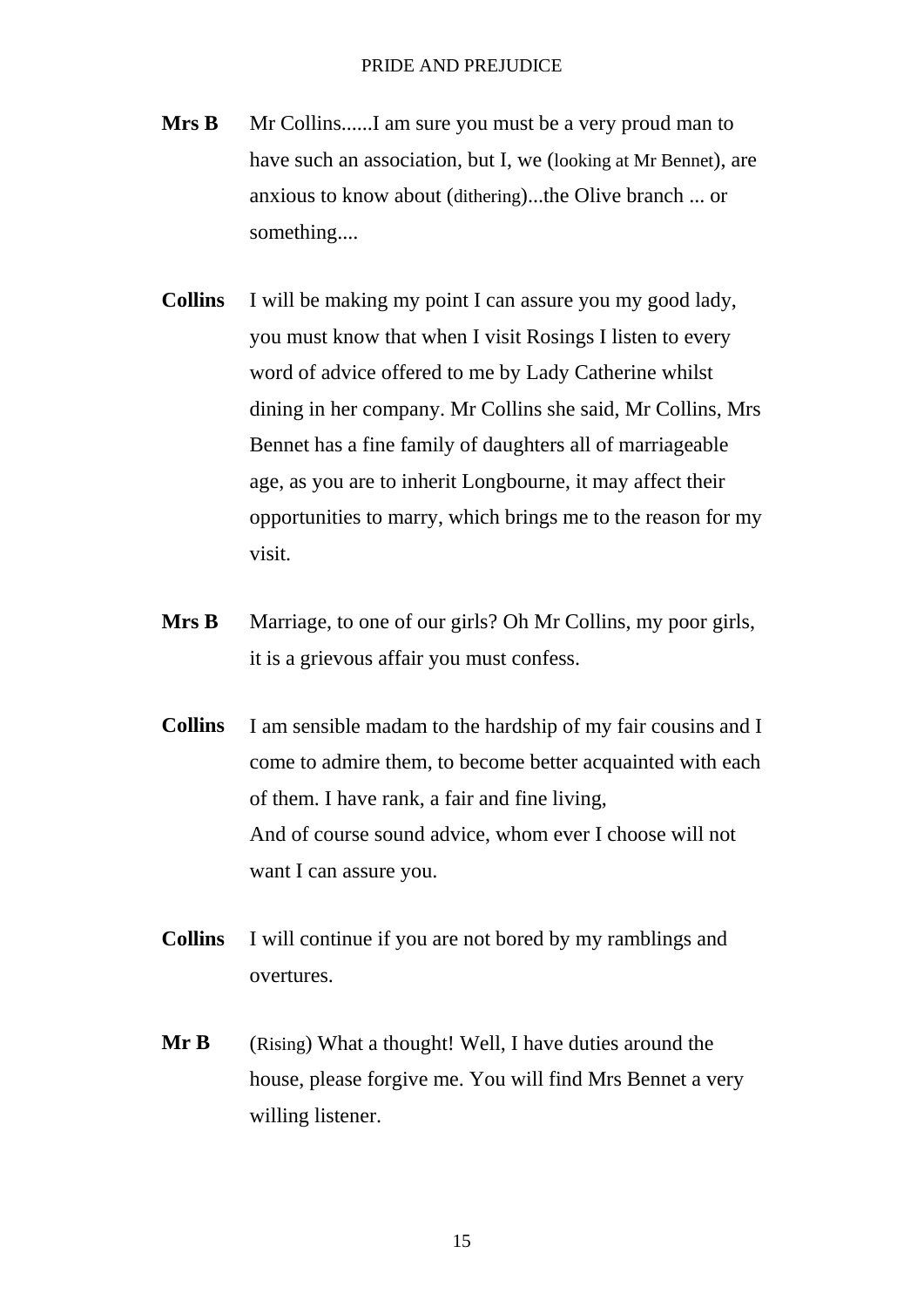**Mrs B** Mr Collins......I am sure you must be a very proud man to have such an association, but I, we (looking at Mr Bennet), are anxious to know about (dithering)...the Olive branch ... or something....

**Collins** I will be making my point I can assure you my good lady, you must know that when I visit Rosings I listen to every word of advice offered to me by Lady Catherine whilst dining in her company. Mr Collins she said, Mr Collins, Mrs Bennet has a fine family of daughters all of marriageable age, as you are to inherit Longbourne, it may affect their opportunities to marry, which brings me to the reason for my visit.

**Mrs B** Marriage, to one of our girls? Oh Mr Collins, my poor girls, it is a grievous affair you must confess.

**Collins** I am sensible madam to the hardship of my fair cousins and I come to admire them, to become better acquainted with each of them. I have rank, a fair and fine living,
And of course sound advice, whom ever I choose will not want I can assure you.

**Collins** I will continue if you are not bored by my ramblings and overtures.

**Mr B** (Rising) What a thought! Well, I have duties around the house, please forgive me. You will find Mrs Bennet a very willing listener.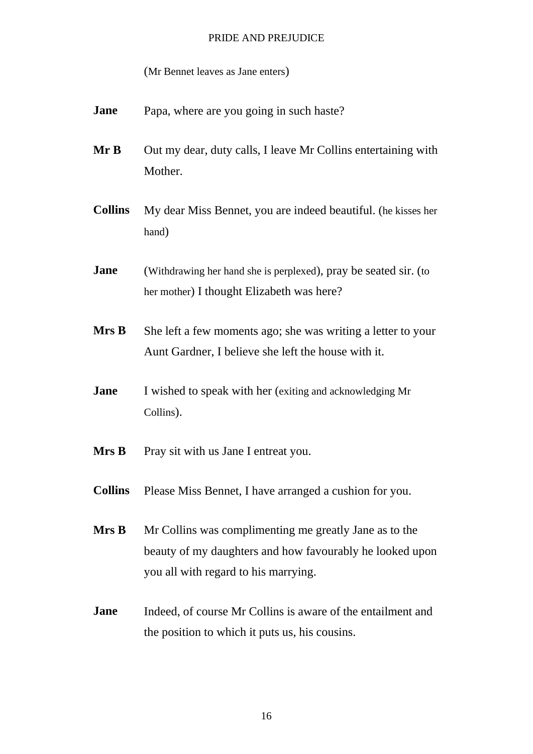(Mr Bennet leaves as Jane enters)

**Jane** Papa, where are you going in such haste?

**Mr B** Out my dear, duty calls, I leave Mr Collins entertaining with Mother.

**Collins** My dear Miss Bennet, you are indeed beautiful. (he kisses her hand)

**Jane** (Withdrawing her hand she is perplexed), pray be seated sir. (to her mother) I thought Elizabeth was here?

**Mrs B** She left a few moments ago; she was writing a letter to your Aunt Gardner, I believe she left the house with it.

**Jane** I wished to speak with her (exiting and acknowledging Mr Collins).

**Mrs B** Pray sit with us Jane I entreat you.

**Collins** Please Miss Bennet, I have arranged a cushion for you.

**Mrs B** Mr Collins was complimenting me greatly Jane as to the beauty of my daughters and how favourably he looked upon you all with regard to his marrying.

**Jane** Indeed, of course Mr Collins is aware of the entailment and the position to which it puts us, his cousins.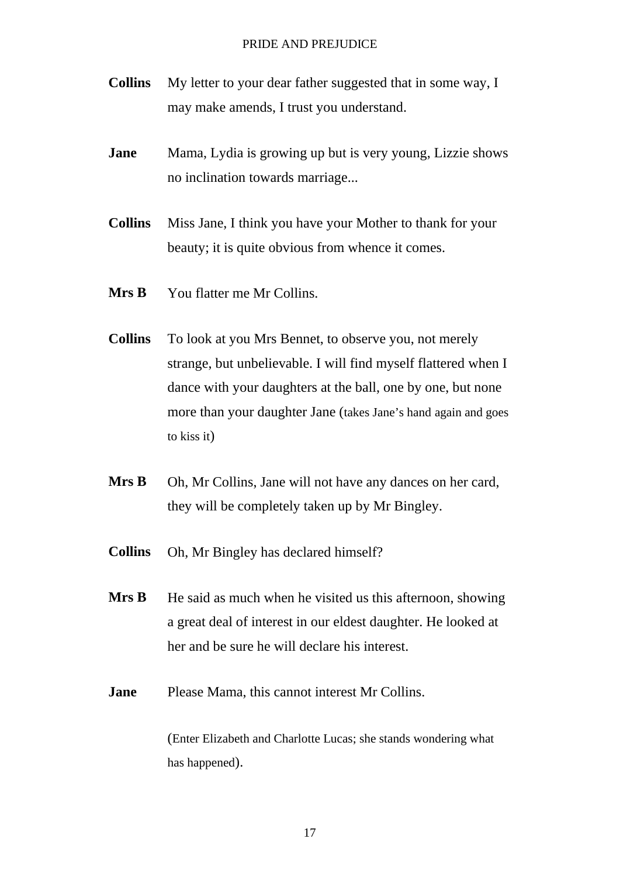**Collins** My letter to your dear father suggested that in some way, I may make amends, I trust you understand.

**Jane** Mama, Lydia is growing up but is very young, Lizzie shows no inclination towards marriage...

**Collins** Miss Jane, I think you have your Mother to thank for your beauty; it is quite obvious from whence it comes.

**Mrs B** You flatter me Mr Collins.

**Collins** To look at you Mrs Bennet, to observe you, not merely strange, but unbelievable. I will find myself flattered when I dance with your daughters at the ball, one by one, but none more than your daughter Jane (takes Jane's hand again and goes to kiss it)

**Mrs B** Oh, Mr Collins, Jane will not have any dances on her card, they will be completely taken up by Mr Bingley.

**Collins** Oh, Mr Bingley has declared himself?

**Mrs B** He said as much when he visited us this afternoon, showing a great deal of interest in our eldest daughter. He looked at her and be sure he will declare his interest.

**Jane** Please Mama, this cannot interest Mr Collins.

(Enter Elizabeth and Charlotte Lucas; she stands wondering what has happened).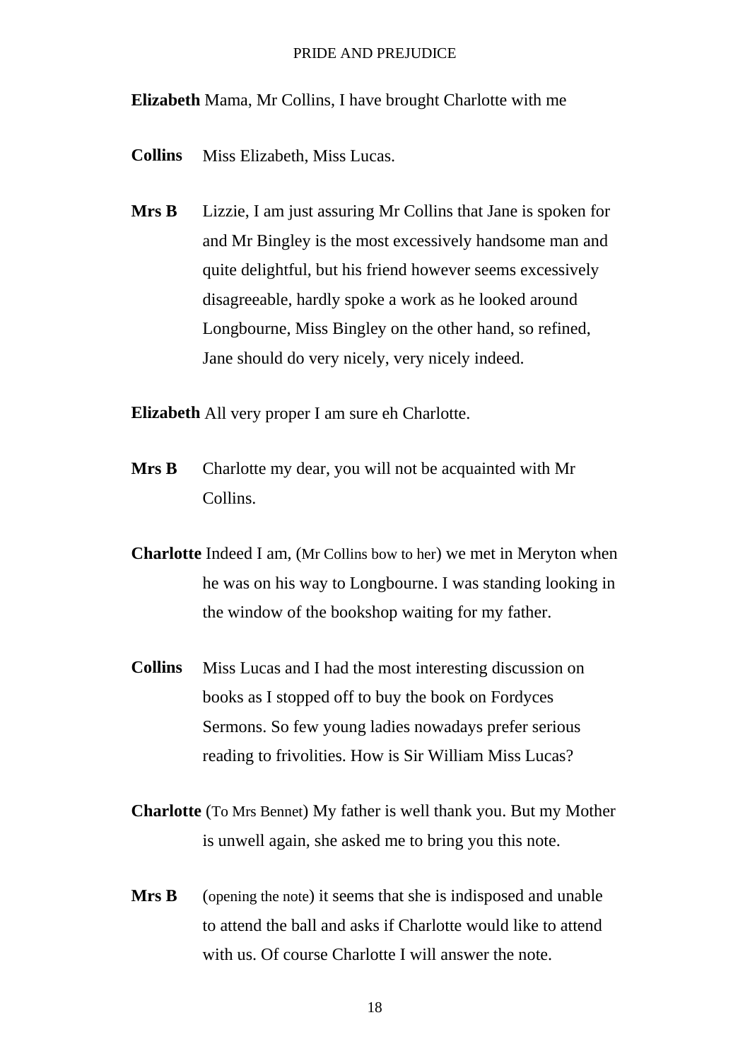**Elizabeth** Mama, Mr Collins, I have brought Charlotte with me

**Collins** Miss Elizabeth, Miss Lucas.

**Mrs B** Lizzie, I am just assuring Mr Collins that Jane is spoken for and Mr Bingley is the most excessively handsome man and quite delightful, but his friend however seems excessively disagreeable, hardly spoke a work as he looked around Longbourne, Miss Bingley on the other hand, so refined, Jane should do very nicely, very nicely indeed.

**Elizabeth** All very proper I am sure eh Charlotte.

**Mrs B** Charlotte my dear, you will not be acquainted with Mr Collins.

**Charlotte** Indeed I am, (Mr Collins bow to her) we met in Meryton when he was on his way to Longbourne. I was standing looking in the window of the bookshop waiting for my father.

**Collins** Miss Lucas and I had the most interesting discussion on books as I stopped off to buy the book on Fordyces Sermons. So few young ladies nowadays prefer serious reading to frivolities. How is Sir William Miss Lucas?

**Charlotte** (To Mrs Bennet) My father is well thank you. But my Mother is unwell again, she asked me to bring you this note.

**Mrs B** (opening the note) it seems that she is indisposed and unable to attend the ball and asks if Charlotte would like to attend with us. Of course Charlotte I will answer the note.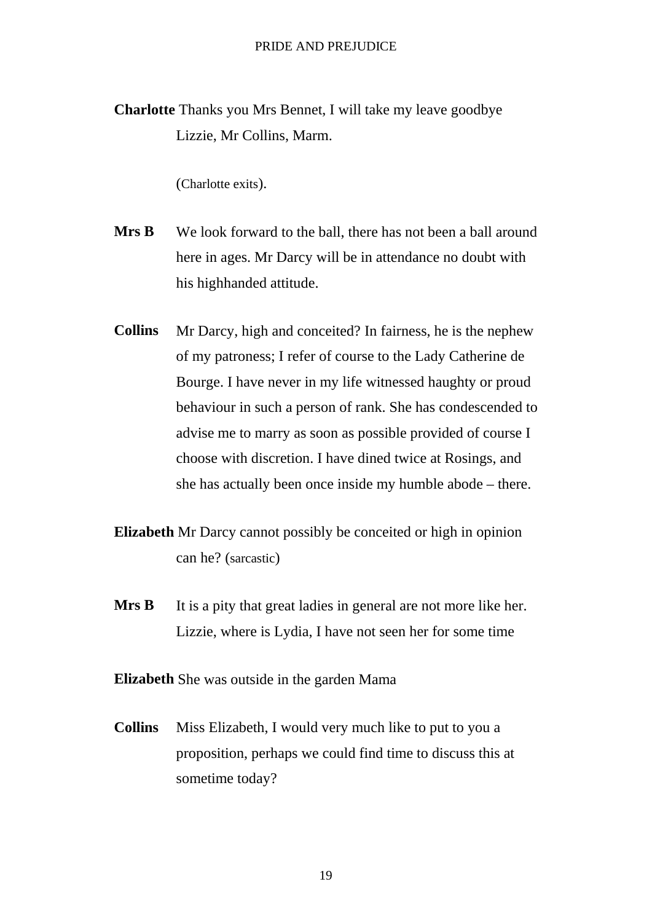**Charlotte** Thanks you Mrs Bennet, I will take my leave goodbye Lizzie, Mr Collins, Marm.

(Charlotte exits).

**Mrs B** We look forward to the ball, there has not been a ball around here in ages. Mr Darcy will be in attendance no doubt with his highhanded attitude.

**Collins** Mr Darcy, high and conceited? In fairness, he is the nephew of my patroness; I refer of course to the Lady Catherine de Bourge. I have never in my life witnessed haughty or proud behaviour in such a person of rank. She has condescended to advise me to marry as soon as possible provided of course I choose with discretion. I have dined twice at Rosings, and she has actually been once inside my humble abode – there.

**Elizabeth** Mr Darcy cannot possibly be conceited or high in opinion can he? (sarcastic)

**Mrs B** It is a pity that great ladies in general are not more like her. Lizzie, where is Lydia, I have not seen her for some time

**Elizabeth** She was outside in the garden Mama

**Collins** Miss Elizabeth, I would very much like to put to you a proposition, perhaps we could find time to discuss this at sometime today?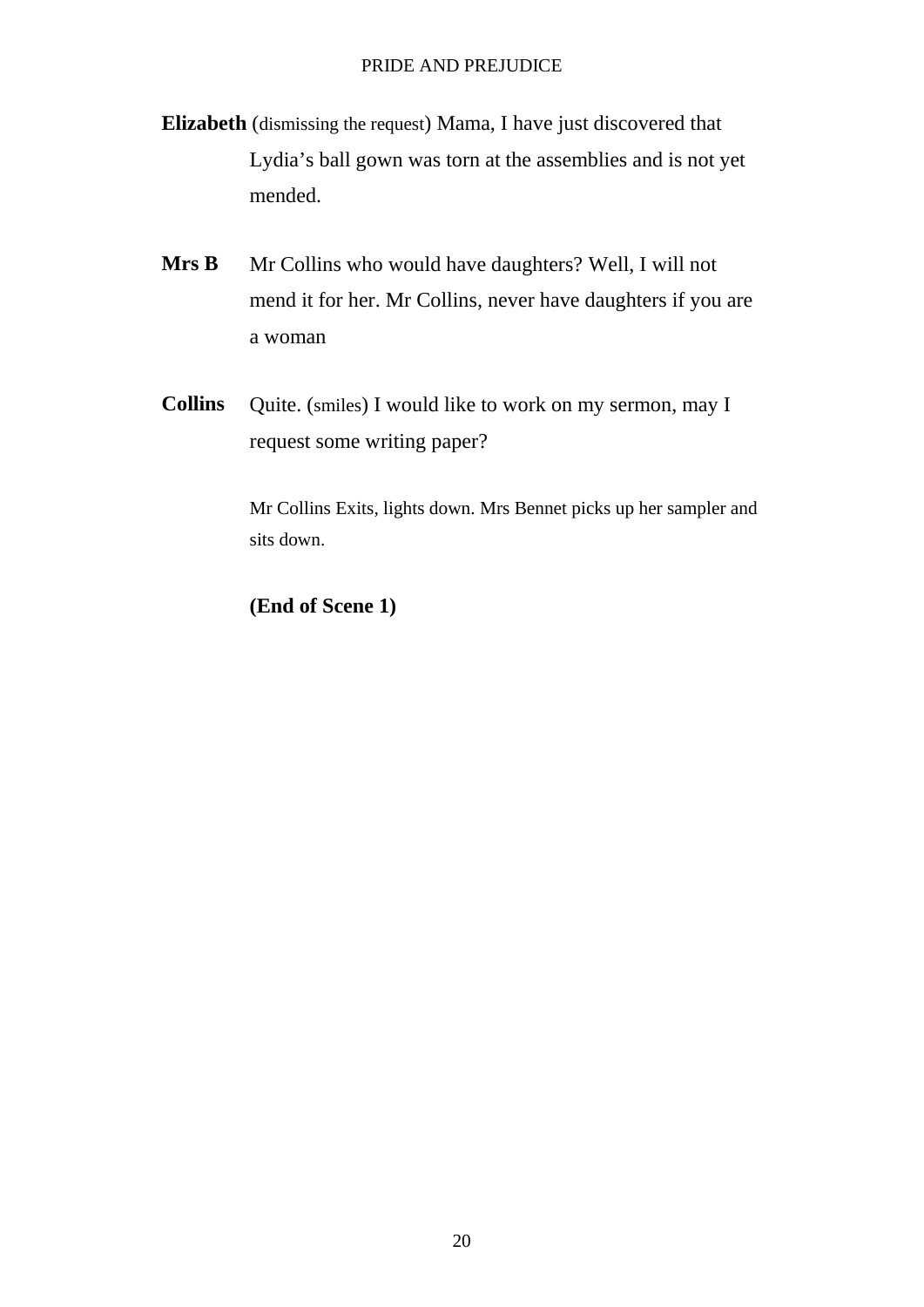**Elizabeth** (dismissing the request) Mama, I have just discovered that Lydia's ball gown was torn at the assemblies and is not yet mended.

**Mrs B** Mr Collins who would have daughters? Well, I will not mend it for her. Mr Collins, never have daughters if you are a woman

**Collins** Quite. (smiles) I would like to work on my sermon, may I request some writing paper?

Mr Collins Exits, lights down. Mrs Bennet picks up her sampler and sits down.

**(End of Scene 1)**